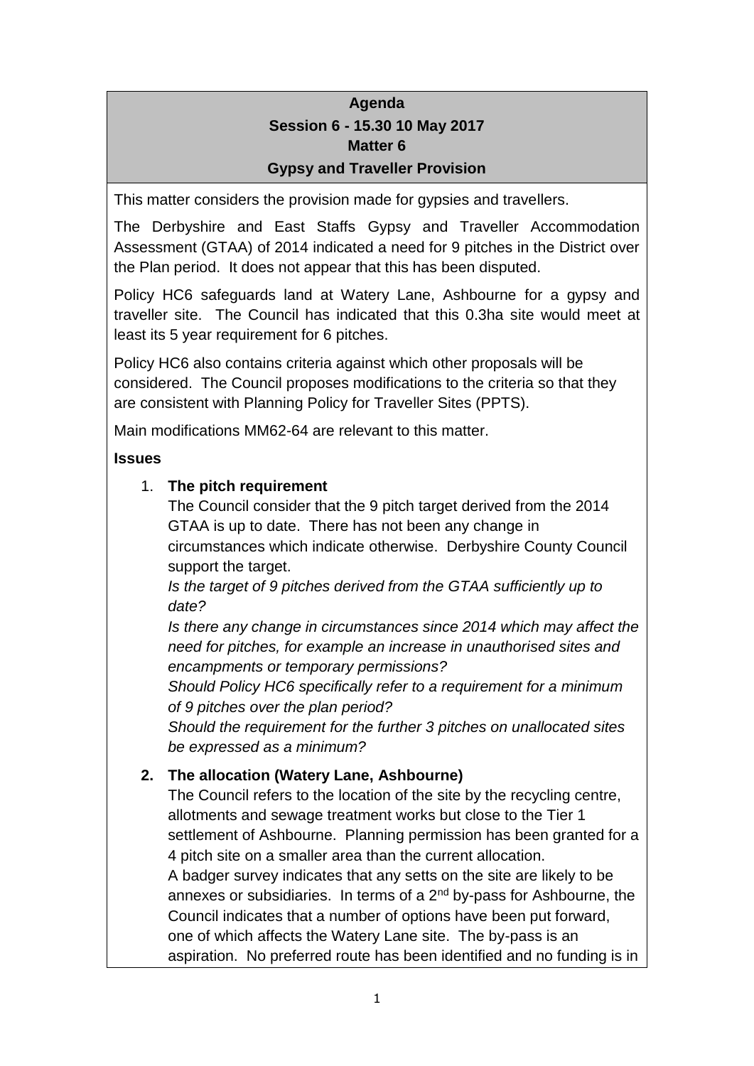**Agenda**

**Session 6 - 15.30 10 May 2017**

**Matter 6**

**Gypsy and Traveller Provision**

This matter considers the provision made for gypsies and travellers.

The Derbyshire and East Staffs Gypsy and Traveller Accommodation Assessment (GTAA) of 2014 indicated a need for 9 pitches in the District over the Plan period. It does not appear that this has been disputed.

Policy HC6 safeguards land at Watery Lane, Ashbourne for a gypsy and traveller site. The Council has indicated that this 0.3ha site would meet at least its 5 year requirement for 6 pitches.

Policy HC6 also contains criteria against which other proposals will be considered. The Council proposes modifications to the criteria so that they are consistent with Planning Policy for Traveller Sites (PPTS).

Main modifications MM62-64 are relevant to this matter.

**Issues**

1. **The pitch requirement**

   The Council consider that the 9 pitch target derived from the 2014 GTAA is up to date. There has not been any change in circumstances which indicate otherwise. Derbyshire County Council support the target.

   *Is the target of 9 pitches derived from the GTAA sufficiently up to date?*

   *Is there any change in circumstances since 2014 which may affect the need for pitches, for example an increase in unauthorised sites and encampments or temporary permissions?*

   *Should Policy HC6 specifically refer to a requirement for a minimum of 9 pitches over the plan period?*

   *Should the requirement for the further 3 pitches on unallocated sites be expressed as a minimum?*

2. **The allocation (Watery Lane, Ashbourne)**

   The Council refers to the location of the site by the recycling centre, allotments and sewage treatment works but close to the Tier 1 settlement of Ashbourne. Planning permission has been granted for a 4 pitch site on a smaller area than the current allocation.

   A badger survey indicates that any setts on the site are likely to be annexes or subsidiaries. In terms of a 2nd by-pass for Ashbourne, the Council indicates that a number of options have been put forward, one of which affects the Watery Lane site. The by-pass is an aspiration. No preferred route has been identified and no funding is in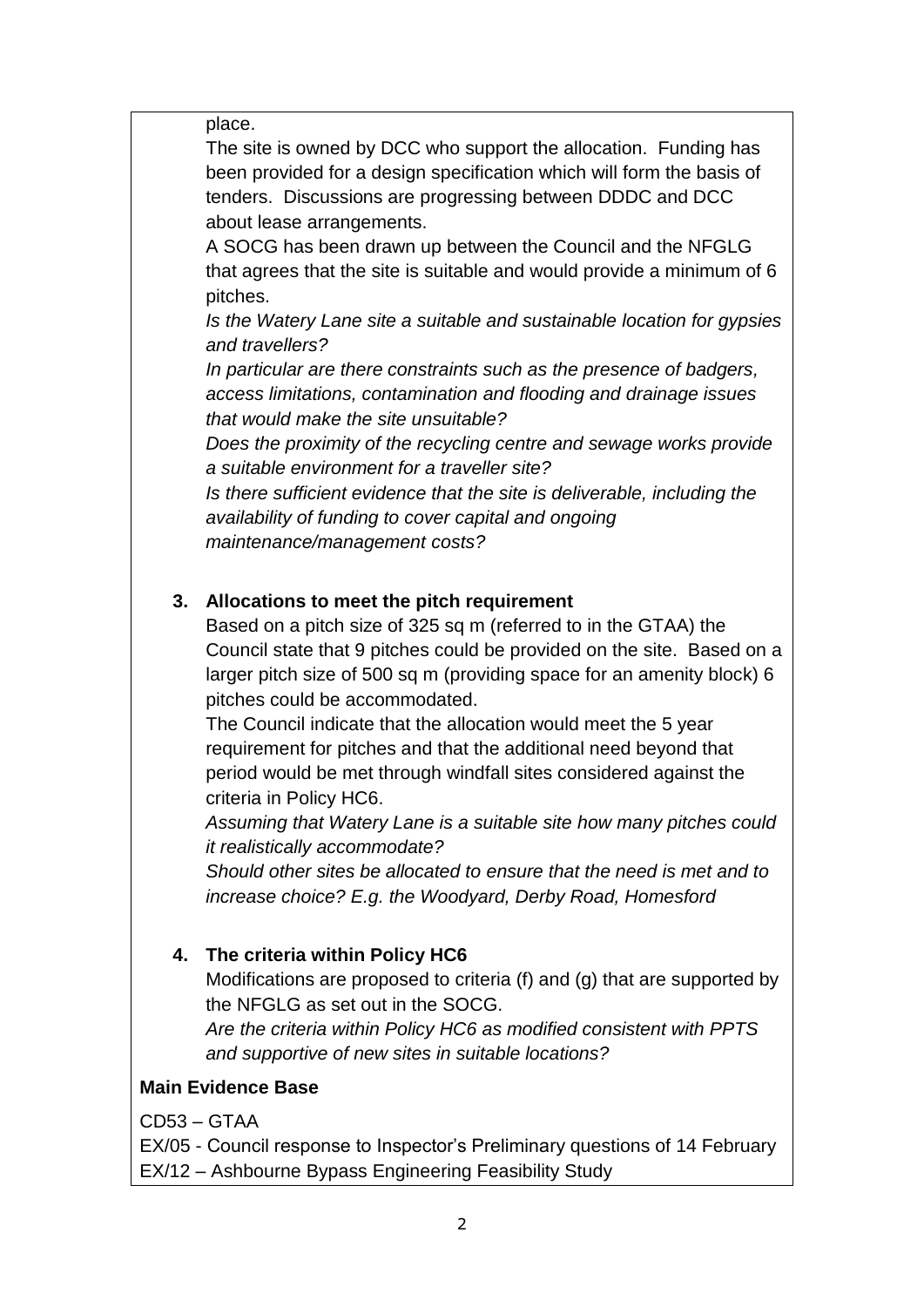place.

The site is owned by DCC who support the allocation. Funding has been provided for a design specification which will form the basis of tenders. Discussions are progressing between DDDC and DCC about lease arrangements.

A SOCG has been drawn up between the Council and the NFGLG that agrees that the site is suitable and would provide a minimum of 6 pitches.

*Is the Watery Lane site a suitable and sustainable location for gypsies and travellers?*

*In particular are there constraints such as the presence of badgers, access limitations, contamination and flooding and drainage issues that would make the site unsuitable?*

*Does the proximity of the recycling centre and sewage works provide a suitable environment for a traveller site?*

*Is there sufficient evidence that the site is deliverable, including the availability of funding to cover capital and ongoing maintenance/management costs?*

3. **Allocations to meet the pitch requirement**

   Based on a pitch size of 325 sq m (referred to in the GTAA) the Council state that 9 pitches could be provided on the site. Based on a larger pitch size of 500 sq m (providing space for an amenity block) 6 pitches could be accommodated.

   The Council indicate that the allocation would meet the 5 year requirement for pitches and that the additional need beyond that period would be met through windfall sites considered against the criteria in Policy HC6.

   *Assuming that Watery Lane is a suitable site how many pitches could it realistically accommodate?*

   *Should other sites be allocated to ensure that the need is met and to increase choice? E.g. the Woodyard, Derby Road, Homesford*

4. **The criteria within Policy HC6**

   Modifications are proposed to criteria (f) and (g) that are supported by the NFGLG as set out in the SOCG.

   *Are the criteria within Policy HC6 as modified consistent with PPTS and supportive of new sites in suitable locations?*

**Main Evidence Base**

CD53 – GTAA
EX/05 - Council response to Inspector's Preliminary questions of 14 February
EX/12 – Ashbourne Bypass Engineering Feasibility Study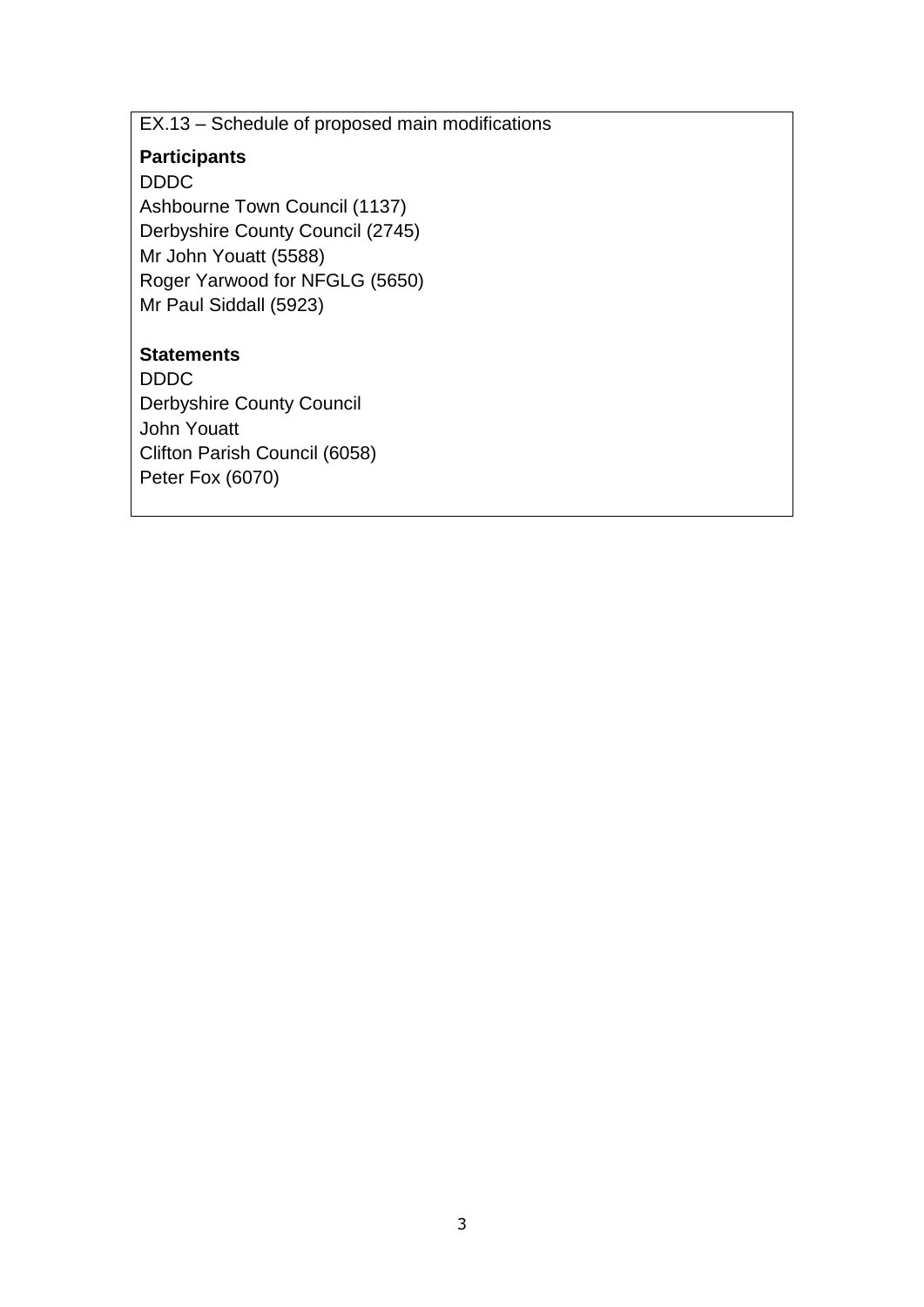EX.13 – Schedule of proposed main modifications

**Participants**

DDDC
Ashbourne Town Council (1137)
Derbyshire County Council (2745)
Mr John Youatt (5588)
Roger Yarwood for NFGLG (5650)
Mr Paul Siddall (5923)

**Statements**

DDDC
Derbyshire County Council
John Youatt
Clifton Parish Council (6058)
Peter Fox (6070)